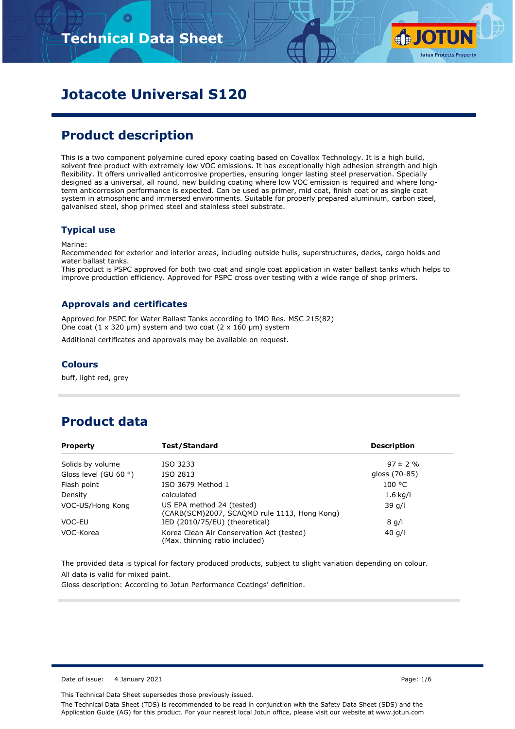# Jotacote Universal S120

## Product description

This is a two component polyamine cured epoxy coating based on Covallox Technology. It is a high build, solvent free product with extremely low VOC emissions. It has exceptionally high adhesion strength and high flexibility. It offers unrivalled anticorrosive properties, ensuring longer lasting steel preservation. Specially designed as a universal, all round, new building coating where low VOC emission is required and where long-term anticorrosion performance is expected. Can be used as primer, mid coat, finish coat or as single coat system in atmospheric and immersed environments. Suitable for properly prepared aluminium, carbon steel, galvanised steel, shop primed steel and stainless steel substrate.

### Typical use

Marine:
Recommended for exterior and interior areas, including outside hulls, superstructures, decks, cargo holds and water ballast tanks.
This product is PSPC approved for both two coat and single coat application in water ballast tanks which helps to improve production efficiency. Approved for PSPC cross over testing with a wide range of shop primers.

### Approvals and certificates

Approved for PSPC for Water Ballast Tanks according to IMO Res. MSC 215(82)
One coat (1 x 320 µm) system and two coat (2 x 160 µm) system

Additional certificates and approvals may be available on request.

### Colours

buff, light red, grey

## Product data

| Property | Test/Standard | Description |
|---|---|---|
| Solids by volume | ISO 3233 | 97 ± 2 % |
| Gloss level (GU 60 °) | ISO 2813 | gloss (70-85) |
| Flash point | ISO 3679 Method 1 | 100 °C |
| Density | calculated | 1.6 kg/l |
| VOC-US/Hong Kong | US EPA method 24 (tested) (CARB(SCM)2007, SCAQMD rule 1113, Hong Kong) | 39 g/l |
| VOC-EU | IED (2010/75/EU) (theoretical) | 8 g/l |
| VOC-Korea | Korea Clean Air Conservation Act (tested) (Max. thinning ratio included) | 40 g/l |

The provided data is typical for factory produced products, subject to slight variation depending on colour.
All data is valid for mixed paint.
Gloss description: According to Jotun Performance Coatings' definition.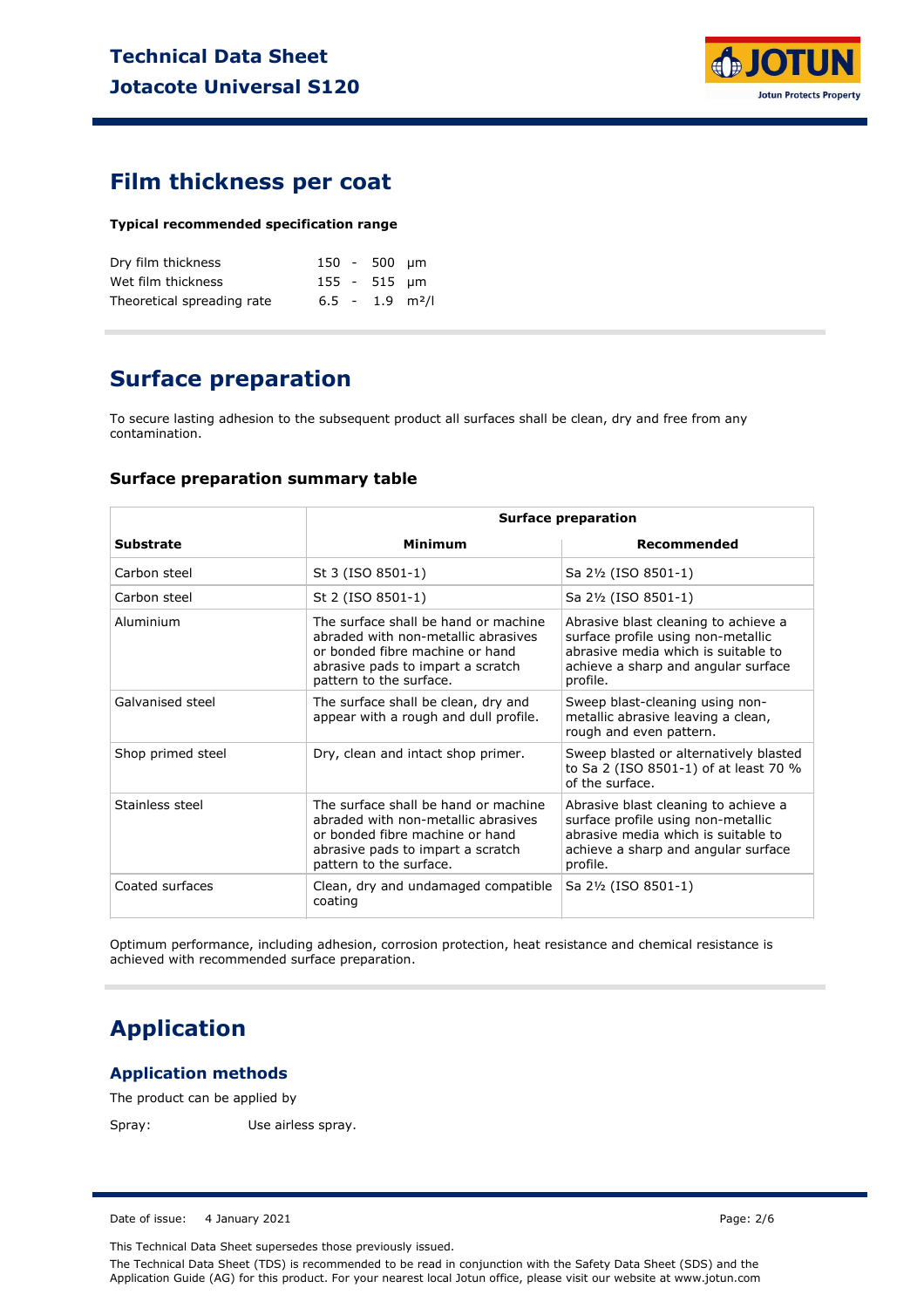## Film thickness per coat

**Typical recommended specification range**

| | | |
|---|---|---|
| Dry film thickness | 150 - 500 | µm |
| Wet film thickness | 155 - 515 | µm |
| Theoretical spreading rate | 6.5 - 1.9 | m²/l |

## Surface preparation

To secure lasting adhesion to the subsequent product all surfaces shall be clean, dry and free from any contamination.

### Surface preparation summary table

| Substrate | Surface preparation | |
|---|---|---|
| | **Minimum** | **Recommended** |
| Carbon steel | St 3 (ISO 8501-1) | Sa 2½ (ISO 8501-1) |
| Carbon steel | St 2 (ISO 8501-1) | Sa 2½ (ISO 8501-1) |
| Aluminium | The surface shall be hand or machine abraded with non-metallic abrasives or bonded fibre machine or hand abrasive pads to impart a scratch pattern to the surface. | Abrasive blast cleaning to achieve a surface profile using non-metallic abrasive media which is suitable to achieve a sharp and angular surface profile. |
| Galvanised steel | The surface shall be clean, dry and appear with a rough and dull profile. | Sweep blast-cleaning using non-metallic abrasive leaving a clean, rough and even pattern. |
| Shop primed steel | Dry, clean and intact shop primer. | Sweep blasted or alternatively blasted to Sa 2 (ISO 8501-1) of at least 70 % of the surface. |
| Stainless steel | The surface shall be hand or machine abraded with non-metallic abrasives or bonded fibre machine or hand abrasive pads to impart a scratch pattern to the surface. | Abrasive blast cleaning to achieve a surface profile using non-metallic abrasive media which is suitable to achieve a sharp and angular surface profile. |
| Coated surfaces | Clean, dry and undamaged compatible coating | Sa 2½ (ISO 8501-1) |

Optimum performance, including adhesion, corrosion protection, heat resistance and chemical resistance is achieved with recommended surface preparation.

## Application

### Application methods

The product can be applied by

Spray: Use airless spray.

Date of issue: 4 January 2021

This Technical Data Sheet supersedes those previously issued.

The Technical Data Sheet (TDS) is recommended to be read in conjunction with the Safety Data Sheet (SDS) and the Application Guide (AG) for this product. For your nearest local Jotun office, please visit our website at www.jotun.com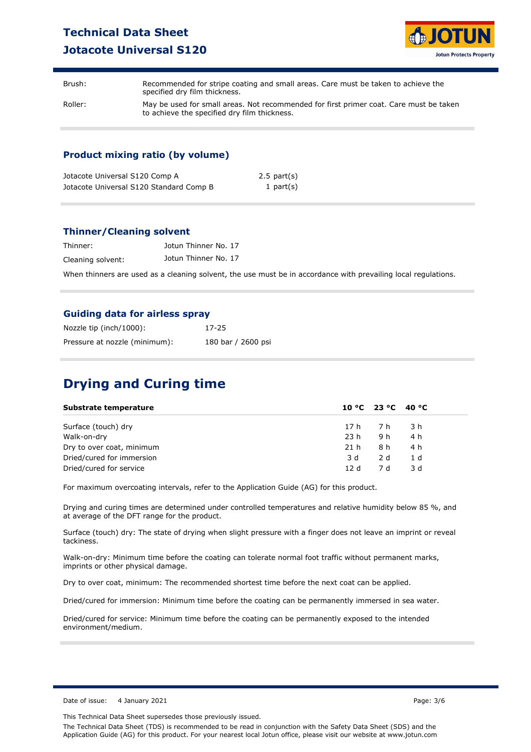| | |
|---|---|
| Brush: | Recommended for stripe coating and small areas. Care must be taken to achieve the specified dry film thickness. |
| Roller: | May be used for small areas. Not recommended for first primer coat. Care must be taken to achieve the specified dry film thickness. |

### Product mixing ratio (by volume)

| | |
|---|---|
| Jotacote Universal S120 Comp A | 2.5 part(s) |
| Jotacote Universal S120 Standard Comp B | 1 part(s) |

### Thinner/Cleaning solvent

| | |
|---|---|
| Thinner: | Jotun Thinner No. 17 |
| Cleaning solvent: | Jotun Thinner No. 17 |

When thinners are used as a cleaning solvent, the use must be in accordance with prevailing local regulations.

### Guiding data for airless spray

| | |
|---|---|
| Nozzle tip (inch/1000): | 17-25 |
| Pressure at nozzle (minimum): | 180 bar / 2600 psi |

## Drying and Curing time

| **Substrate temperature** | **10 °C** | **23 °C** | **40 °C** |
|---|---|---|---|
| Surface (touch) dry | 17 h | 7 h | 3 h |
| Walk-on-dry | 23 h | 9 h | 4 h |
| Dry to over coat, minimum | 21 h | 8 h | 4 h |
| Dried/cured for immersion | 3 d | 2 d | 1 d |
| Dried/cured for service | 12 d | 7 d | 3 d |

For maximum overcoating intervals, refer to the Application Guide (AG) for this product.

Drying and curing times are determined under controlled temperatures and relative humidity below 85 %, and at average of the DFT range for the product.

Surface (touch) dry: The state of drying when slight pressure with a finger does not leave an imprint or reveal tackiness.

Walk-on-dry: Minimum time before the coating can tolerate normal foot traffic without permanent marks, imprints or other physical damage.

Dry to over coat, minimum: The recommended shortest time before the next coat can be applied.

Dried/cured for immersion: Minimum time before the coating can be permanently immersed in sea water.

Dried/cured for service: Minimum time before the coating can be permanently exposed to the intended environment/medium.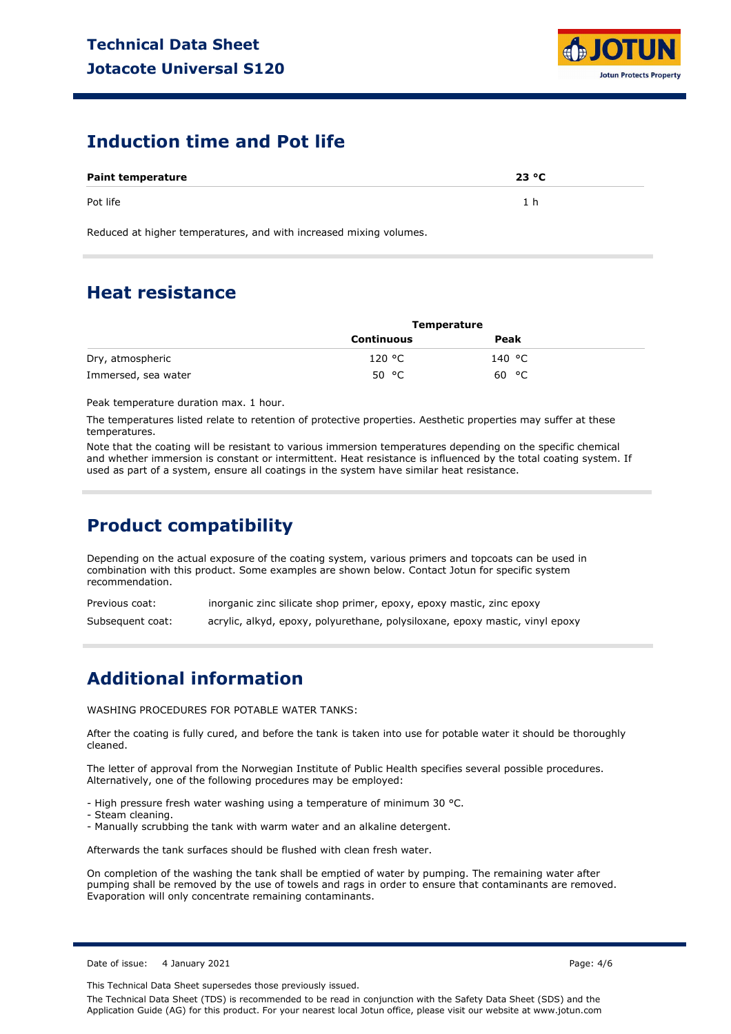## Induction time and Pot life

| Paint temperature | 23 °C |
| --- | --- |
| Pot life | 1 h |

Reduced at higher temperatures, and with increased mixing volumes.

## Heat resistance

| | Temperature | |
| --- | --- | --- |
| | Continuous | Peak |
| Dry, atmospheric | 120 °C | 140 °C |
| Immersed, sea water | 50 °C | 60 °C |

Peak temperature duration max. 1 hour.

The temperatures listed relate to retention of protective properties. Aesthetic properties may suffer at these temperatures.

Note that the coating will be resistant to various immersion temperatures depending on the specific chemical and whether immersion is constant or intermittent. Heat resistance is influenced by the total coating system. If used as part of a system, ensure all coatings in the system have similar heat resistance.

## Product compatibility

Depending on the actual exposure of the coating system, various primers and topcoats can be used in combination with this product. Some examples are shown below. Contact Jotun for specific system recommendation.

| | |
| --- | --- |
| Previous coat: | inorganic zinc silicate shop primer, epoxy, epoxy mastic, zinc epoxy |
| Subsequent coat: | acrylic, alkyd, epoxy, polyurethane, polysiloxane, epoxy mastic, vinyl epoxy |

## Additional information

WASHING PROCEDURES FOR POTABLE WATER TANKS:

After the coating is fully cured, and before the tank is taken into use for potable water it should be thoroughly cleaned.

The letter of approval from the Norwegian Institute of Public Health specifies several possible procedures. Alternatively, one of the following procedures may be employed:

- High pressure fresh water washing using a temperature of minimum 30 °C.
- Steam cleaning.
- Manually scrubbing the tank with warm water and an alkaline detergent.

Afterwards the tank surfaces should be flushed with clean fresh water.

On completion of the washing the tank shall be emptied of water by pumping. The remaining water after pumping shall be removed by the use of towels and rags in order to ensure that contaminants are removed. Evaporation will only concentrate remaining contaminants.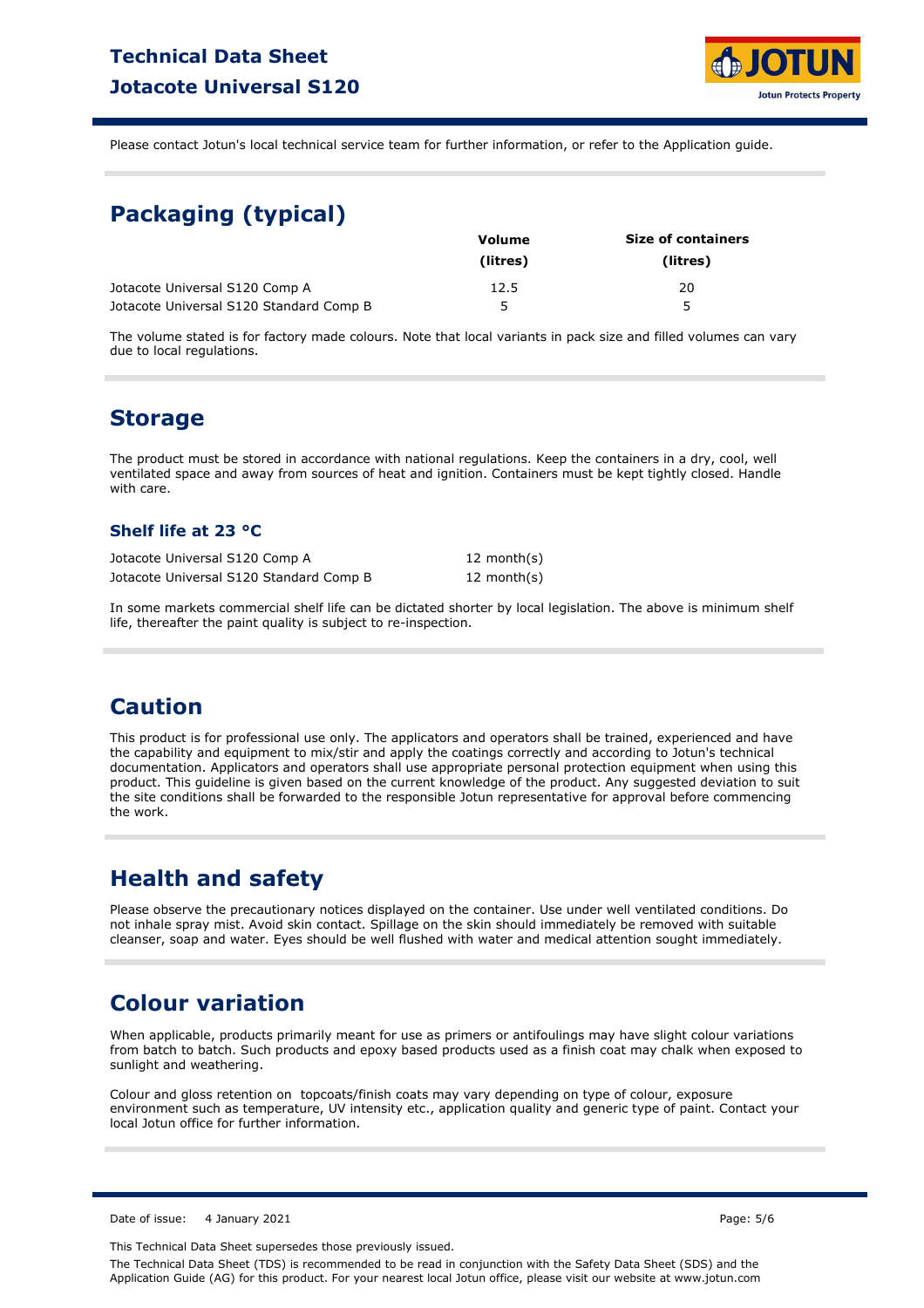Please contact Jotun's local technical service team for further information, or refer to the Application guide.

## Packaging (typical)

| | Volume (litres) | Size of containers (litres) |
|---|---|---|
| Jotacote Universal S120 Comp A | 12.5 | 20 |
| Jotacote Universal S120 Standard Comp B | 5 | 5 |

The volume stated is for factory made colours. Note that local variants in pack size and filled volumes can vary due to local regulations.

## Storage

The product must be stored in accordance with national regulations. Keep the containers in a dry, cool, well ventilated space and away from sources of heat and ignition. Containers must be kept tightly closed. Handle with care.

### Shelf life at 23 °C

| | |
|---|---|
| Jotacote Universal S120 Comp A | 12 month(s) |
| Jotacote Universal S120 Standard Comp B | 12 month(s) |

In some markets commercial shelf life can be dictated shorter by local legislation. The above is minimum shelf life, thereafter the paint quality is subject to re-inspection.

## Caution

This product is for professional use only. The applicators and operators shall be trained, experienced and have the capability and equipment to mix/stir and apply the coatings correctly and according to Jotun's technical documentation. Applicators and operators shall use appropriate personal protection equipment when using this product. This guideline is given based on the current knowledge of the product. Any suggested deviation to suit the site conditions shall be forwarded to the responsible Jotun representative for approval before commencing the work.

## Health and safety

Please observe the precautionary notices displayed on the container. Use under well ventilated conditions. Do not inhale spray mist. Avoid skin contact. Spillage on the skin should immediately be removed with suitable cleanser, soap and water. Eyes should be well flushed with water and medical attention sought immediately.

## Colour variation

When applicable, products primarily meant for use as primers or antifoulings may have slight colour variations from batch to batch. Such products and epoxy based products used as a finish coat may chalk when exposed to sunlight and weathering.

Colour and gloss retention on topcoats/finish coats may vary depending on type of colour, exposure environment such as temperature, UV intensity etc., application quality and generic type of paint. Contact your local Jotun office for further information.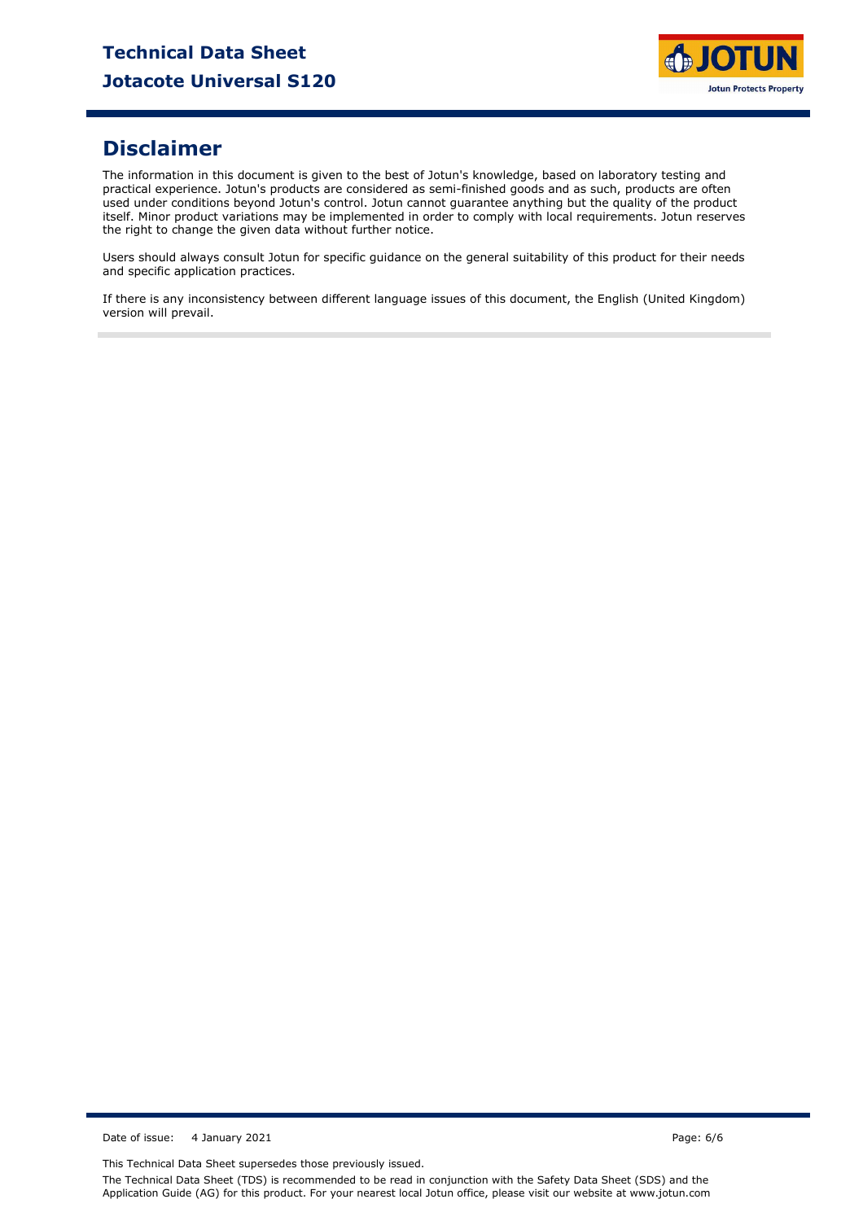## Disclaimer

The information in this document is given to the best of Jotun's knowledge, based on laboratory testing and practical experience. Jotun's products are considered as semi-finished goods and as such, products are often used under conditions beyond Jotun's control. Jotun cannot guarantee anything but the quality of the product itself. Minor product variations may be implemented in order to comply with local requirements. Jotun reserves the right to change the given data without further notice.

Users should always consult Jotun for specific guidance on the general suitability of this product for their needs and specific application practices.

If there is any inconsistency between different language issues of this document, the English (United Kingdom) version will prevail.